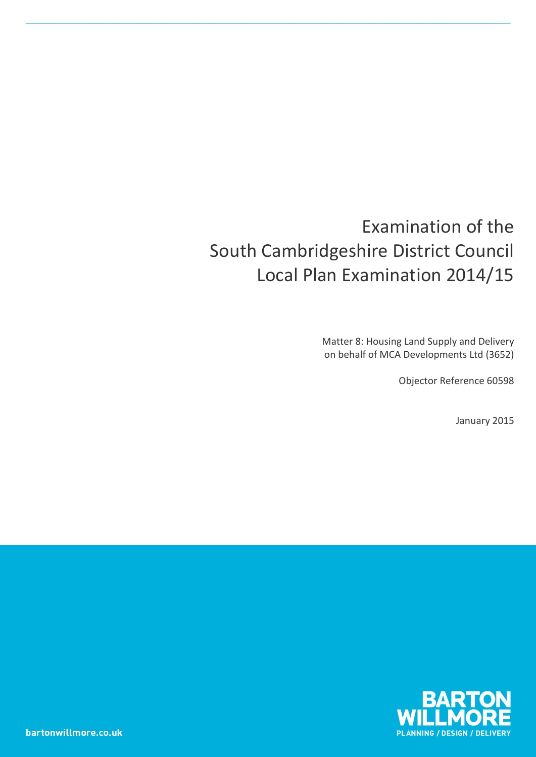# Examination of the South Cambridgeshire District Council Local Plan Examination 2014/15

Matter 8: Housing Land Supply and Delivery
on behalf of MCA Developments Ltd (3652)

Objector Reference 60598

January 2015

bartonwillmore.co.uk

BARTON WILLMORE
PLANNING / DESIGN / DELIVERY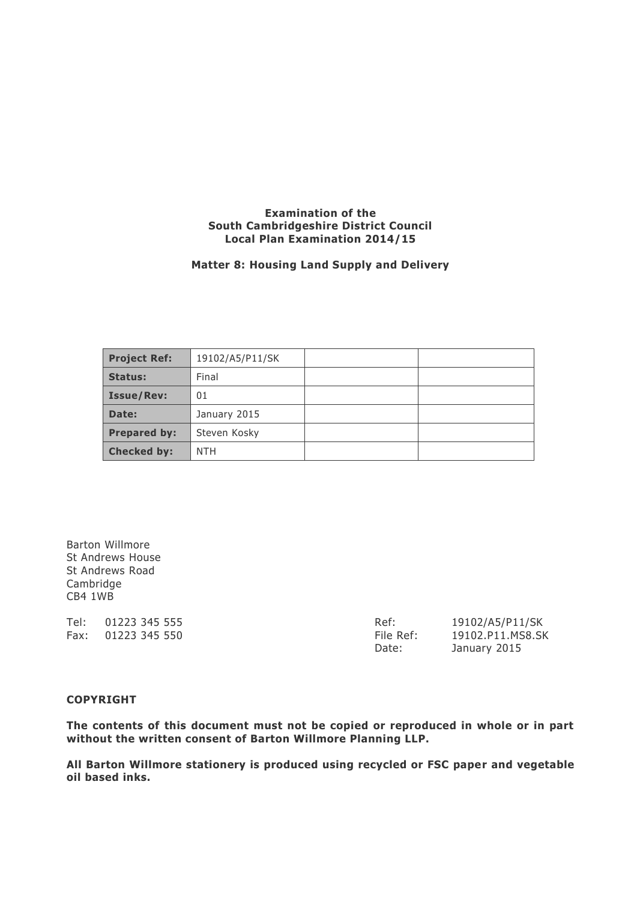**Examination of the South Cambridgeshire District Council Local Plan Examination 2014/15**

**Matter 8: Housing Land Supply and Delivery**

| **Project Ref:** | 19102/A5/P11/SK | | |
|---|---|---|---|
| **Status:** | Final | | |
| **Issue/Rev:** | 01 | | |
| **Date:** | January 2015 | | |
| **Prepared by:** | Steven Kosky | | |
| **Checked by:** | NTH | | |

Barton Willmore
St Andrews House
St Andrews Road
Cambridge
CB4 1WB

Tel: 01223 345 555
Fax: 01223 345 550

Ref: 19102/A5/P11/SK
File Ref: 19102.P11.MS8.SK
Date: January 2015

**COPYRIGHT**

**The contents of this document must not be copied or reproduced in whole or in part without the written consent of Barton Willmore Planning LLP.**

**All Barton Willmore stationery is produced using recycled or FSC paper and vegetable oil based inks.**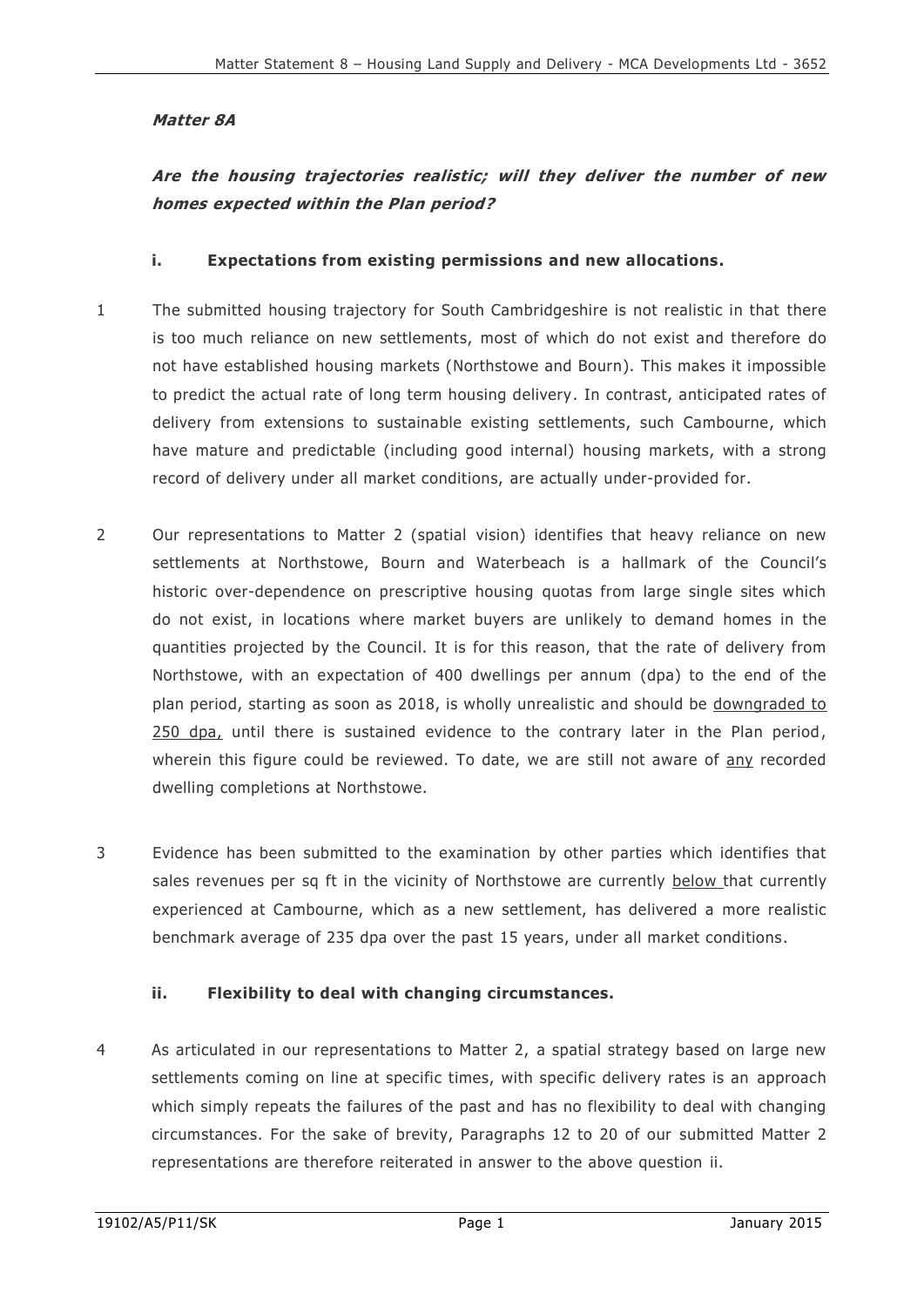***Matter 8A***

***Are the housing trajectories realistic; will they deliver the number of new homes expected within the Plan period?***

**i. Expectations from existing permissions and new allocations.**

1 The submitted housing trajectory for South Cambridgeshire is not realistic in that there is too much reliance on new settlements, most of which do not exist and therefore do not have established housing markets (Northstowe and Bourn). This makes it impossible to predict the actual rate of long term housing delivery. In contrast, anticipated rates of delivery from extensions to sustainable existing settlements, such Cambourne, which have mature and predictable (including good internal) housing markets, with a strong record of delivery under all market conditions, are actually under-provided for.

2 Our representations to Matter 2 (spatial vision) identifies that heavy reliance on new settlements at Northstowe, Bourn and Waterbeach is a hallmark of the Council's historic over-dependence on prescriptive housing quotas from large single sites which do not exist, in locations where market buyers are unlikely to demand homes in the quantities projected by the Council. It is for this reason, that the rate of delivery from Northstowe, with an expectation of 400 dwellings per annum (dpa) to the end of the plan period, starting as soon as 2018, is wholly unrealistic and should be <u>downgraded to 250 dpa,</u> until there is sustained evidence to the contrary later in the Plan period, wherein this figure could be reviewed. To date, we are still not aware of <u>any</u> recorded dwelling completions at Northstowe.

3 Evidence has been submitted to the examination by other parties which identifies that sales revenues per sq ft in the vicinity of Northstowe are currently <u>below</u> that currently experienced at Cambourne, which as a new settlement, has delivered a more realistic benchmark average of 235 dpa over the past 15 years, under all market conditions.

**ii. Flexibility to deal with changing circumstances.**

4 As articulated in our representations to Matter 2, a spatial strategy based on large new settlements coming on line at specific times, with specific delivery rates is an approach which simply repeats the failures of the past and has no flexibility to deal with changing circumstances. For the sake of brevity, Paragraphs 12 to 20 of our submitted Matter 2 representations are therefore reiterated in answer to the above question ii.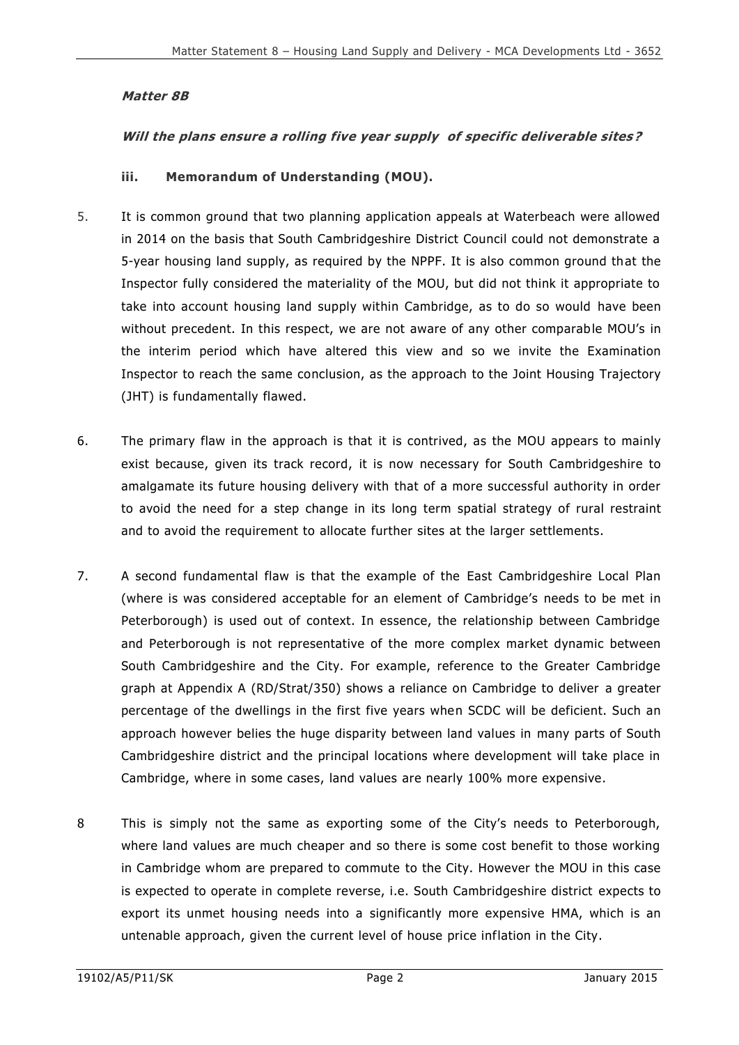***Matter 8B***

***Will the plans ensure a rolling five year supply of specific deliverable sites?***

**iii. Memorandum of Understanding (MOU).**

5. It is common ground that two planning application appeals at Waterbeach were allowed in 2014 on the basis that South Cambridgeshire District Council could not demonstrate a 5-year housing land supply, as required by the NPPF. It is also common ground that the Inspector fully considered the materiality of the MOU, but did not think it appropriate to take into account housing land supply within Cambridge, as to do so would have been without precedent. In this respect, we are not aware of any other comparable MOU's in the interim period which have altered this view and so we invite the Examination Inspector to reach the same conclusion, as the approach to the Joint Housing Trajectory (JHT) is fundamentally flawed.

6. The primary flaw in the approach is that it is contrived, as the MOU appears to mainly exist because, given its track record, it is now necessary for South Cambridgeshire to amalgamate its future housing delivery with that of a more successful authority in order to avoid the need for a step change in its long term spatial strategy of rural restraint and to avoid the requirement to allocate further sites at the larger settlements.

7. A second fundamental flaw is that the example of the East Cambridgeshire Local Plan (where is was considered acceptable for an element of Cambridge's needs to be met in Peterborough) is used out of context. In essence, the relationship between Cambridge and Peterborough is not representative of the more complex market dynamic between South Cambridgeshire and the City. For example, reference to the Greater Cambridge graph at Appendix A (RD/Strat/350) shows a reliance on Cambridge to deliver a greater percentage of the dwellings in the first five years when SCDC will be deficient. Such an approach however belies the huge disparity between land values in many parts of South Cambridgeshire district and the principal locations where development will take place in Cambridge, where in some cases, land values are nearly 100% more expensive.

8. This is simply not the same as exporting some of the City's needs to Peterborough, where land values are much cheaper and so there is some cost benefit to those working in Cambridge whom are prepared to commute to the City. However the MOU in this case is expected to operate in complete reverse, i.e. South Cambridgeshire district expects to export its unmet housing needs into a significantly more expensive HMA, which is an untenable approach, given the current level of house price inflation in the City.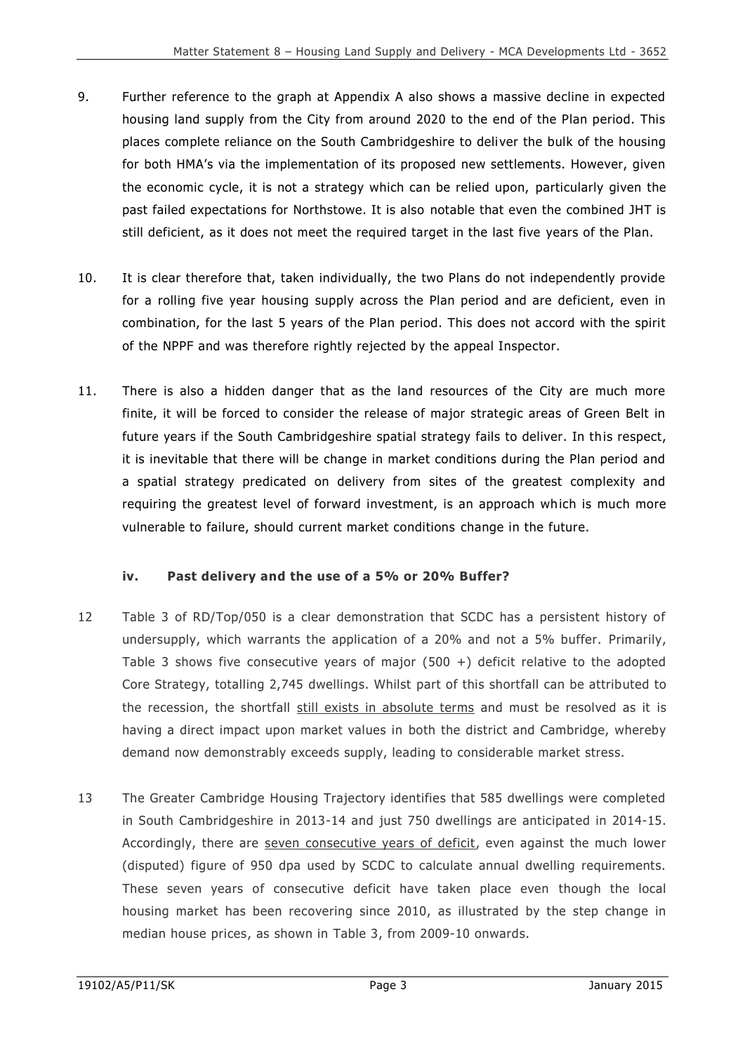9. Further reference to the graph at Appendix A also shows a massive decline in expected housing land supply from the City from around 2020 to the end of the Plan period. This places complete reliance on the South Cambridgeshire to deliver the bulk of the housing for both HMA's via the implementation of its proposed new settlements. However, given the economic cycle, it is not a strategy which can be relied upon, particularly given the past failed expectations for Northstowe. It is also notable that even the combined JHT is still deficient, as it does not meet the required target in the last five years of the Plan.

10. It is clear therefore that, taken individually, the two Plans do not independently provide for a rolling five year housing supply across the Plan period and are deficient, even in combination, for the last 5 years of the Plan period. This does not accord with the spirit of the NPPF and was therefore rightly rejected by the appeal Inspector.

11. There is also a hidden danger that as the land resources of the City are much more finite, it will be forced to consider the release of major strategic areas of Green Belt in future years if the South Cambridgeshire spatial strategy fails to deliver. In this respect, it is inevitable that there will be change in market conditions during the Plan period and a spatial strategy predicated on delivery from sites of the greatest complexity and requiring the greatest level of forward investment, is an approach which is much more vulnerable to failure, should current market conditions change in the future.

### iv. Past delivery and the use of a 5% or 20% Buffer?

12 Table 3 of RD/Top/050 is a clear demonstration that SCDC has a persistent history of undersupply, which warrants the application of a 20% and not a 5% buffer. Primarily, Table 3 shows five consecutive years of major (500 +) deficit relative to the adopted Core Strategy, totalling 2,745 dwellings. Whilst part of this shortfall can be attributed to the recession, the shortfall <u>still exists in absolute terms</u> and must be resolved as it is having a direct impact upon market values in both the district and Cambridge, whereby demand now demonstrably exceeds supply, leading to considerable market stress.

13 The Greater Cambridge Housing Trajectory identifies that 585 dwellings were completed in South Cambridgeshire in 2013-14 and just 750 dwellings are anticipated in 2014-15. Accordingly, there are <u>seven consecutive years of deficit</u>, even against the much lower (disputed) figure of 950 dpa used by SCDC to calculate annual dwelling requirements. These seven years of consecutive deficit have taken place even though the local housing market has been recovering since 2010, as illustrated by the step change in median house prices, as shown in Table 3, from 2009-10 onwards.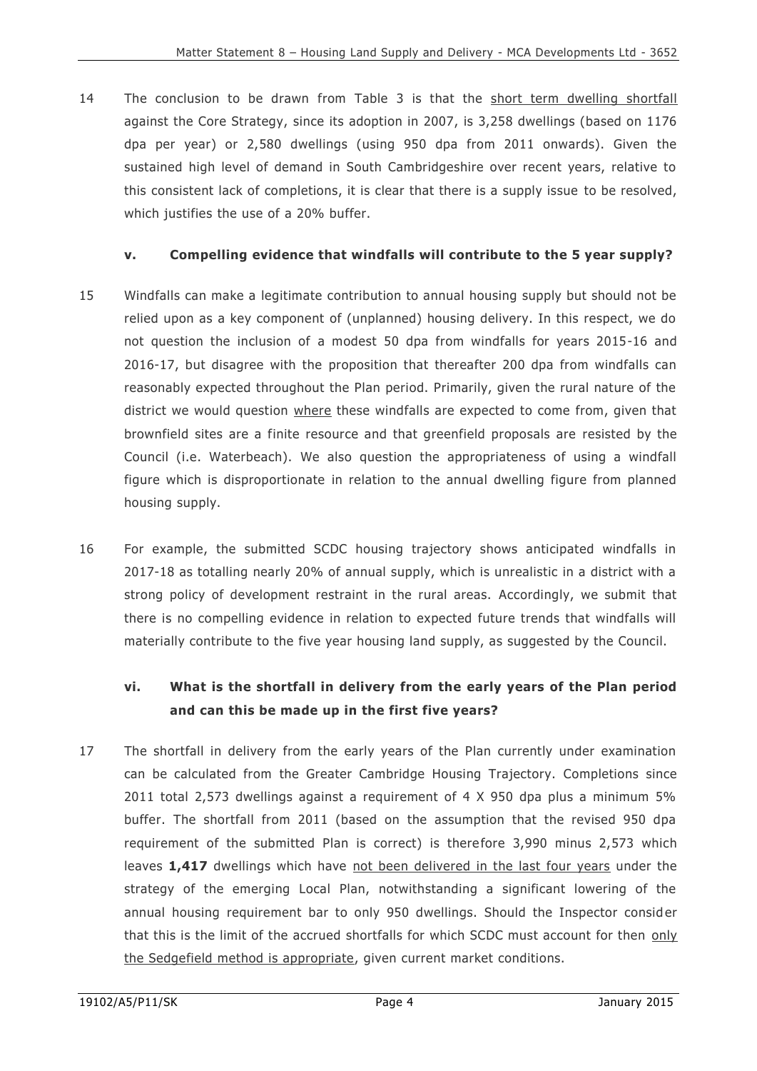14 The conclusion to be drawn from Table 3 is that the short term dwelling shortfall against the Core Strategy, since its adoption in 2007, is 3,258 dwellings (based on 1176 dpa per year) or 2,580 dwellings (using 950 dpa from 2011 onwards). Given the sustained high level of demand in South Cambridgeshire over recent years, relative to this consistent lack of completions, it is clear that there is a supply issue to be resolved, which justifies the use of a 20% buffer.

### v. Compelling evidence that windfalls will contribute to the 5 year supply?

15 Windfalls can make a legitimate contribution to annual housing supply but should not be relied upon as a key component of (unplanned) housing delivery. In this respect, we do not question the inclusion of a modest 50 dpa from windfalls for years 2015-16 and 2016-17, but disagree with the proposition that thereafter 200 dpa from windfalls can reasonably expected throughout the Plan period. Primarily, given the rural nature of the district we would question where these windfalls are expected to come from, given that brownfield sites are a finite resource and that greenfield proposals are resisted by the Council (i.e. Waterbeach). We also question the appropriateness of using a windfall figure which is disproportionate in relation to the annual dwelling figure from planned housing supply.

16 For example, the submitted SCDC housing trajectory shows anticipated windfalls in 2017-18 as totalling nearly 20% of annual supply, which is unrealistic in a district with a strong policy of development restraint in the rural areas. Accordingly, we submit that there is no compelling evidence in relation to expected future trends that windfalls will materially contribute to the five year housing land supply, as suggested by the Council.

### vi. What is the shortfall in delivery from the early years of the Plan period and can this be made up in the first five years?

17 The shortfall in delivery from the early years of the Plan currently under examination can be calculated from the Greater Cambridge Housing Trajectory. Completions since 2011 total 2,573 dwellings against a requirement of 4 X 950 dpa plus a minimum 5% buffer. The shortfall from 2011 (based on the assumption that the revised 950 dpa requirement of the submitted Plan is correct) is therefore 3,990 minus 2,573 which leaves **1,417** dwellings which have not been delivered in the last four years under the strategy of the emerging Local Plan, notwithstanding a significant lowering of the annual housing requirement bar to only 950 dwellings. Should the Inspector consider that this is the limit of the accrued shortfalls for which SCDC must account for then only the Sedgefield method is appropriate, given current market conditions.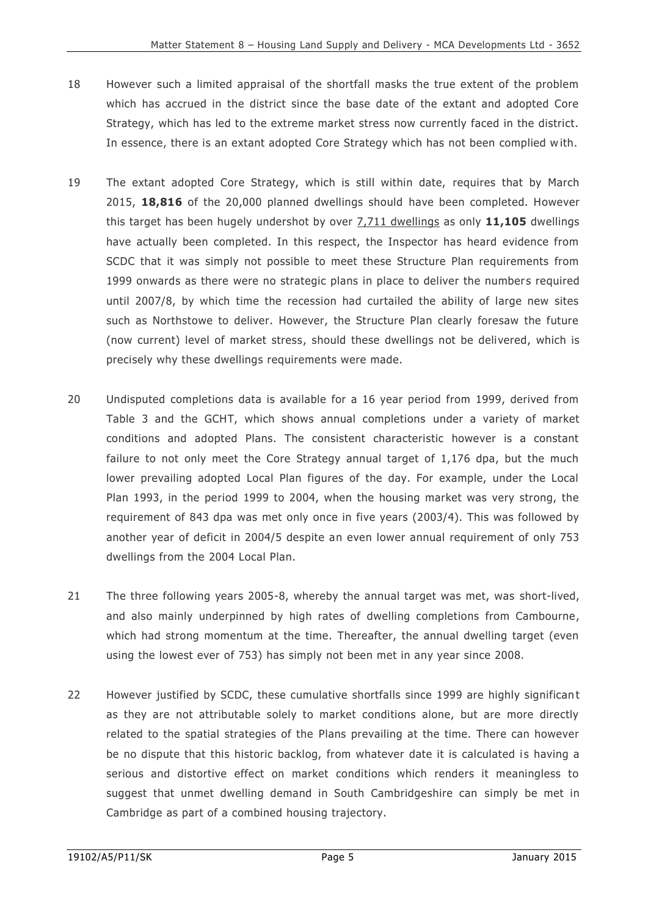18 However such a limited appraisal of the shortfall masks the true extent of the problem which has accrued in the district since the base date of the extant and adopted Core Strategy, which has led to the extreme market stress now currently faced in the district. In essence, there is an extant adopted Core Strategy which has not been complied with.

19 The extant adopted Core Strategy, which is still within date, requires that by March 2015, **18,816** of the 20,000 planned dwellings should have been completed. However this target has been hugely undershot by over <u>7,711 dwellings</u> as only **11,105** dwellings have actually been completed. In this respect, the Inspector has heard evidence from SCDC that it was simply not possible to meet these Structure Plan requirements from 1999 onwards as there were no strategic plans in place to deliver the numbers required until 2007/8, by which time the recession had curtailed the ability of large new sites such as Northstowe to deliver. However, the Structure Plan clearly foresaw the future (now current) level of market stress, should these dwellings not be delivered, which is precisely why these dwellings requirements were made.

20 Undisputed completions data is available for a 16 year period from 1999, derived from Table 3 and the GCHT, which shows annual completions under a variety of market conditions and adopted Plans. The consistent characteristic however is a constant failure to not only meet the Core Strategy annual target of 1,176 dpa, but the much lower prevailing adopted Local Plan figures of the day. For example, under the Local Plan 1993, in the period 1999 to 2004, when the housing market was very strong, the requirement of 843 dpa was met only once in five years (2003/4). This was followed by another year of deficit in 2004/5 despite an even lower annual requirement of only 753 dwellings from the 2004 Local Plan.

21 The three following years 2005-8, whereby the annual target was met, was short-lived, and also mainly underpinned by high rates of dwelling completions from Cambourne, which had strong momentum at the time. Thereafter, the annual dwelling target (even using the lowest ever of 753) has simply not been met in any year since 2008.

22 However justified by SCDC, these cumulative shortfalls since 1999 are highly significant as they are not attributable solely to market conditions alone, but are more directly related to the spatial strategies of the Plans prevailing at the time. There can however be no dispute that this historic backlog, from whatever date it is calculated is having a serious and distortive effect on market conditions which renders it meaningless to suggest that unmet dwelling demand in South Cambridgeshire can simply be met in Cambridge as part of a combined housing trajectory.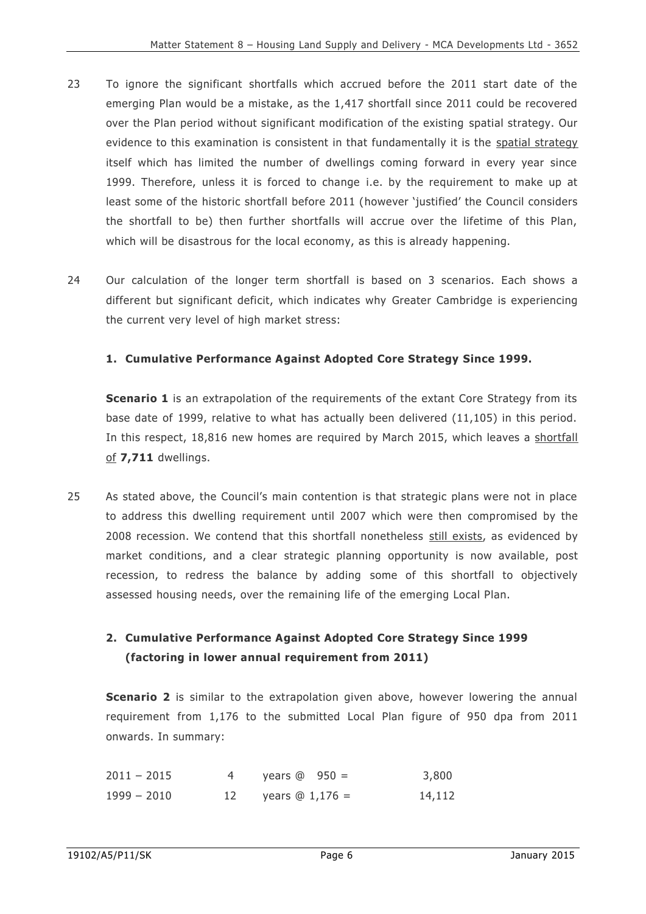23 To ignore the significant shortfalls which accrued before the 2011 start date of the emerging Plan would be a mistake, as the 1,417 shortfall since 2011 could be recovered over the Plan period without significant modification of the existing spatial strategy. Our evidence to this examination is consistent in that fundamentally it is the spatial strategy itself which has limited the number of dwellings coming forward in every year since 1999. Therefore, unless it is forced to change i.e. by the requirement to make up at least some of the historic shortfall before 2011 (however 'justified' the Council considers the shortfall to be) then further shortfalls will accrue over the lifetime of this Plan, which will be disastrous for the local economy, as this is already happening.

24 Our calculation of the longer term shortfall is based on 3 scenarios. Each shows a different but significant deficit, which indicates why Greater Cambridge is experiencing the current very level of high market stress:

**1. Cumulative Performance Against Adopted Core Strategy Since 1999.**

**Scenario 1** is an extrapolation of the requirements of the extant Core Strategy from its base date of 1999, relative to what has actually been delivered (11,105) in this period. In this respect, 18,816 new homes are required by March 2015, which leaves a shortfall of **7,711** dwellings.

25 As stated above, the Council's main contention is that strategic plans were not in place to address this dwelling requirement until 2007 which were then compromised by the 2008 recession. We contend that this shortfall nonetheless still exists, as evidenced by market conditions, and a clear strategic planning opportunity is now available, post recession, to redress the balance by adding some of this shortfall to objectively assessed housing needs, over the remaining life of the emerging Local Plan.

**2. Cumulative Performance Against Adopted Core Strategy Since 1999 (factoring in lower annual requirement from 2011)**

**Scenario 2** is similar to the extrapolation given above, however lowering the annual requirement from 1,176 to the submitted Local Plan figure of 950 dpa from 2011 onwards. In summary:

| | | | |
|---|---|---|---|
| 2011 – 2015 | 4 | years @ 950 = | 3,800 |
| 1999 – 2010 | 12 | years @ 1,176 = | 14,112 |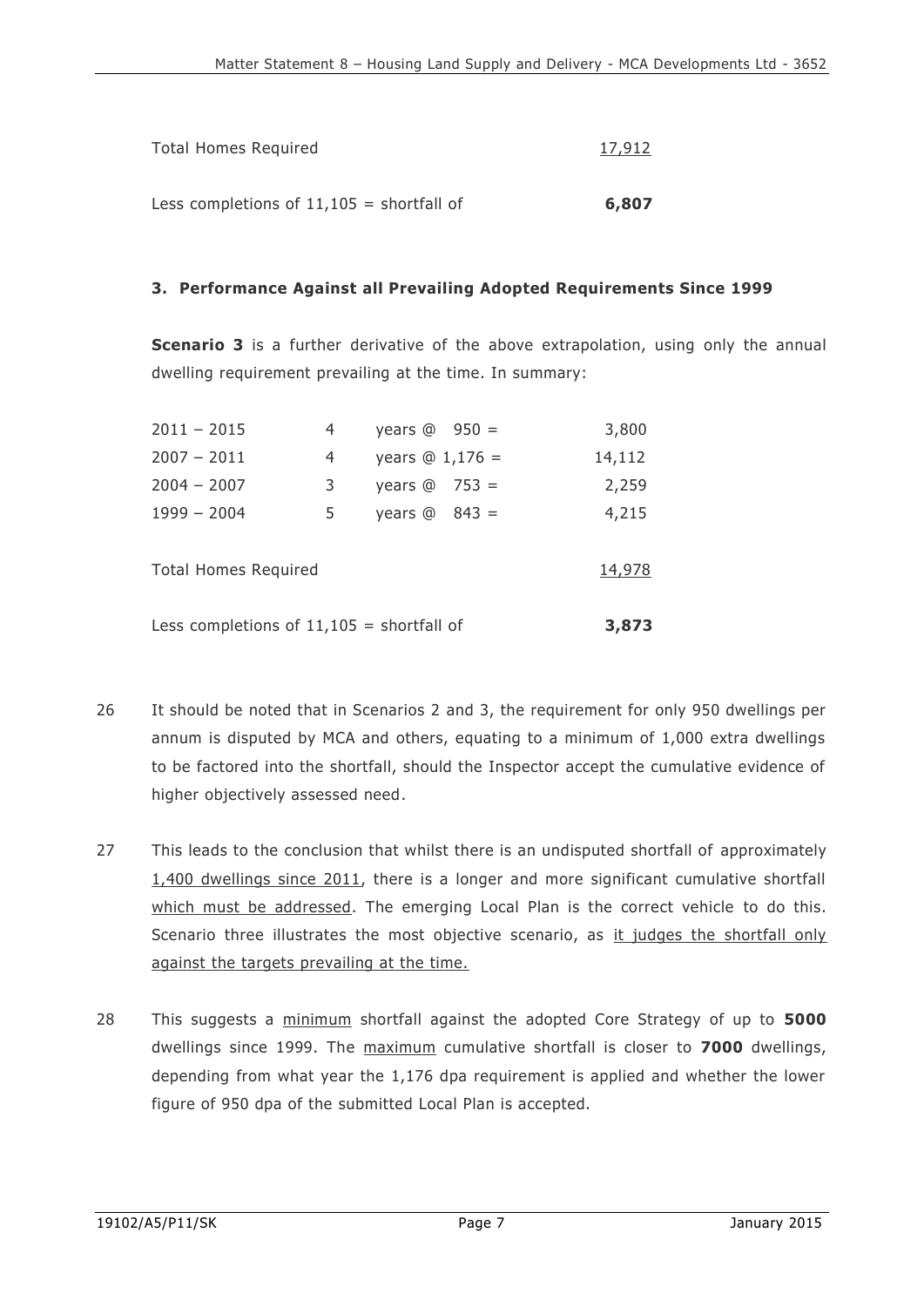| | |
|---|---|
| Total Homes Required | 17,912 |
| Less completions of 11,105 = shortfall of | **6,807** |

### 3. Performance Against all Prevailing Adopted Requirements Since 1999

**Scenario 3** is a further derivative of the above extrapolation, using only the annual dwelling requirement prevailing at the time. In summary:

| Period | Years | Rate | Total |
|---|---|---|---|
| 2011 – 2015 | 4 | years @ 950 = | 3,800 |
| 2007 – 2011 | 4 | years @ 1,176 = | 14,112 |
| 2004 – 2007 | 3 | years @ 753 = | 2,259 |
| 1999 – 2004 | 5 | years @ 843 = | 4,215 |
| Total Homes Required | | | 14,978 |
| Less completions of 11,105 = shortfall of | | | **3,873** |

26 It should be noted that in Scenarios 2 and 3, the requirement for only 950 dwellings per annum is disputed by MCA and others, equating to a minimum of 1,000 extra dwellings to be factored into the shortfall, should the Inspector accept the cumulative evidence of higher objectively assessed need.

27 This leads to the conclusion that whilst there is an undisputed shortfall of approximately 1,400 dwellings since 2011, there is a longer and more significant cumulative shortfall which must be addressed. The emerging Local Plan is the correct vehicle to do this. Scenario three illustrates the most objective scenario, as it judges the shortfall only against the targets prevailing at the time.

28 This suggests a minimum shortfall against the adopted Core Strategy of up to **5000** dwellings since 1999. The maximum cumulative shortfall is closer to **7000** dwellings, depending from what year the 1,176 dpa requirement is applied and whether the lower figure of 950 dpa of the submitted Local Plan is accepted.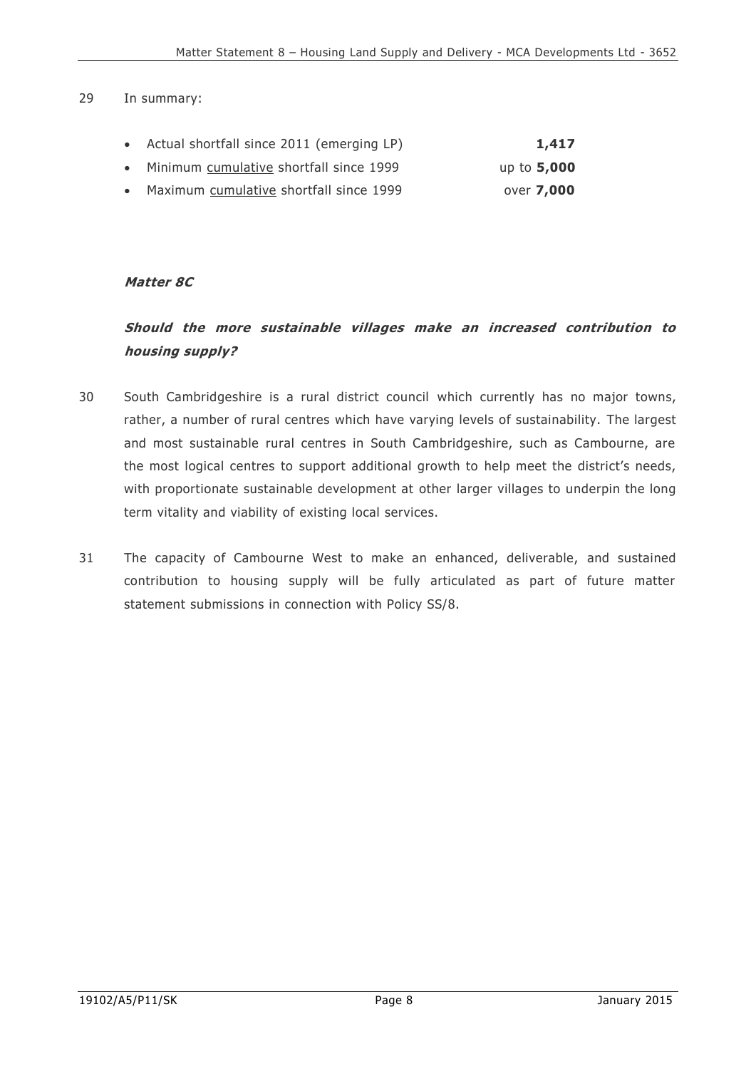29 In summary:

- Actual shortfall since 2011 (emerging LP) **1,417**
- Minimum cumulative shortfall since 1999 up to **5,000**
- Maximum cumulative shortfall since 1999 over **7,000**

***Matter 8C***

***Should the more sustainable villages make an increased contribution to housing supply?***

30 South Cambridgeshire is a rural district council which currently has no major towns, rather, a number of rural centres which have varying levels of sustainability. The largest and most sustainable rural centres in South Cambridgeshire, such as Cambourne, are the most logical centres to support additional growth to help meet the district's needs, with proportionate sustainable development at other larger villages to underpin the long term vitality and viability of existing local services.

31 The capacity of Cambourne West to make an enhanced, deliverable, and sustained contribution to housing supply will be fully articulated as part of future matter statement submissions in connection with Policy SS/8.